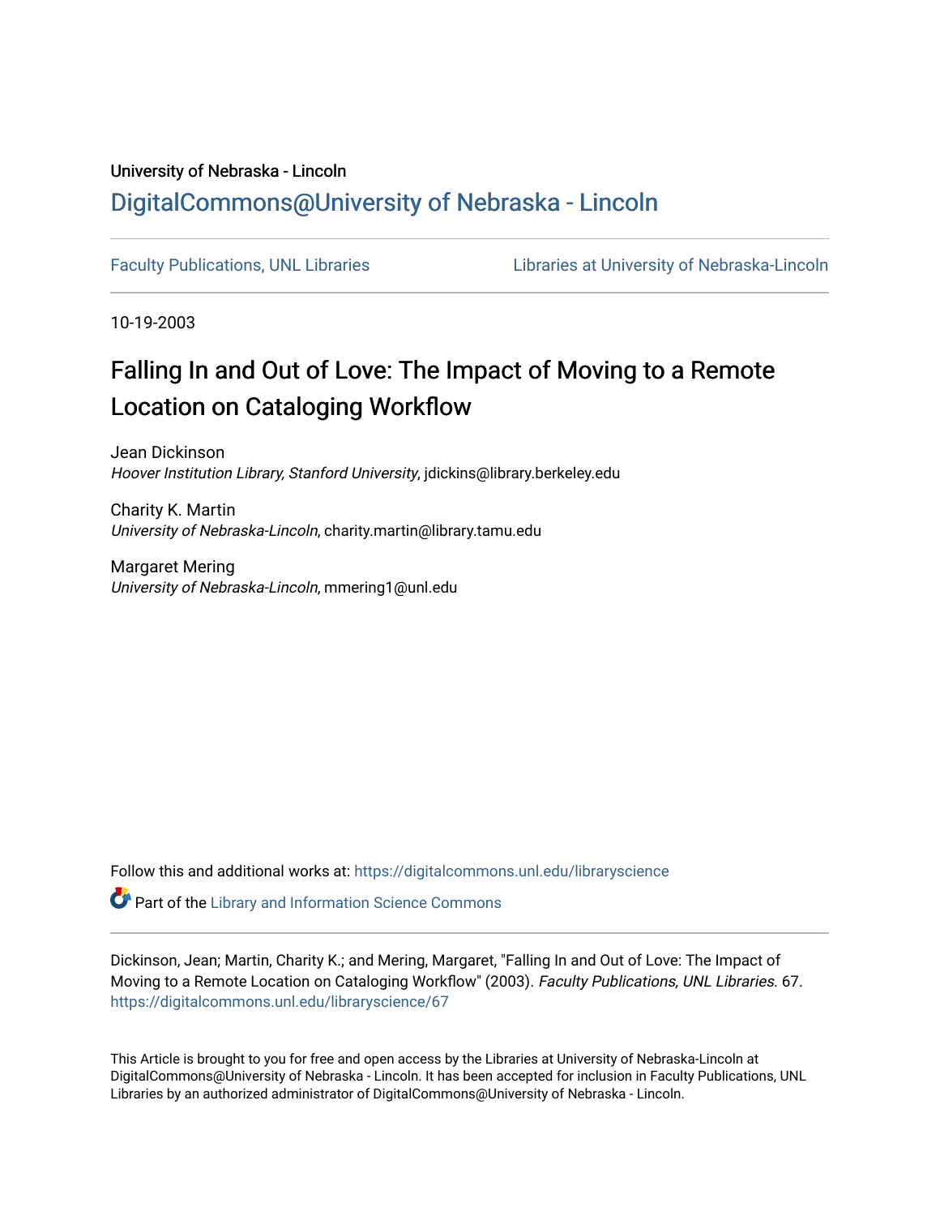University of Nebraska - Lincoln

[DigitalCommons@University of Nebraska - Lincoln](https://digitalcommons.unl.edu)

[Faculty Publications, UNL Libraries](https://digitalcommons.unl.edu/libraryscience) [Libraries at University of Nebraska-Lincoln](https://digitalcommons.unl.edu)

10-19-2003

# Falling In and Out of Love: The Impact of Moving to a Remote Location on Cataloging Workflow

Jean Dickinson
*Hoover Institution Library, Stanford University*, jdickins@library.berkeley.edu

Charity K. Martin
*University of Nebraska-Lincoln*, charity.martin@library.tamu.edu

Margaret Mering
*University of Nebraska-Lincoln*, mmering1@unl.edu

Follow this and additional works at: https://digitalcommons.unl.edu/libraryscience

Part of the Library and Information Science Commons

Dickinson, Jean; Martin, Charity K.; and Mering, Margaret, "Falling In and Out of Love: The Impact of Moving to a Remote Location on Cataloging Workflow" (2003). *Faculty Publications, UNL Libraries*. 67.
https://digitalcommons.unl.edu/libraryscience/67

This Article is brought to you for free and open access by the Libraries at University of Nebraska-Lincoln at DigitalCommons@University of Nebraska - Lincoln. It has been accepted for inclusion in Faculty Publications, UNL Libraries by an authorized administrator of DigitalCommons@University of Nebraska - Lincoln.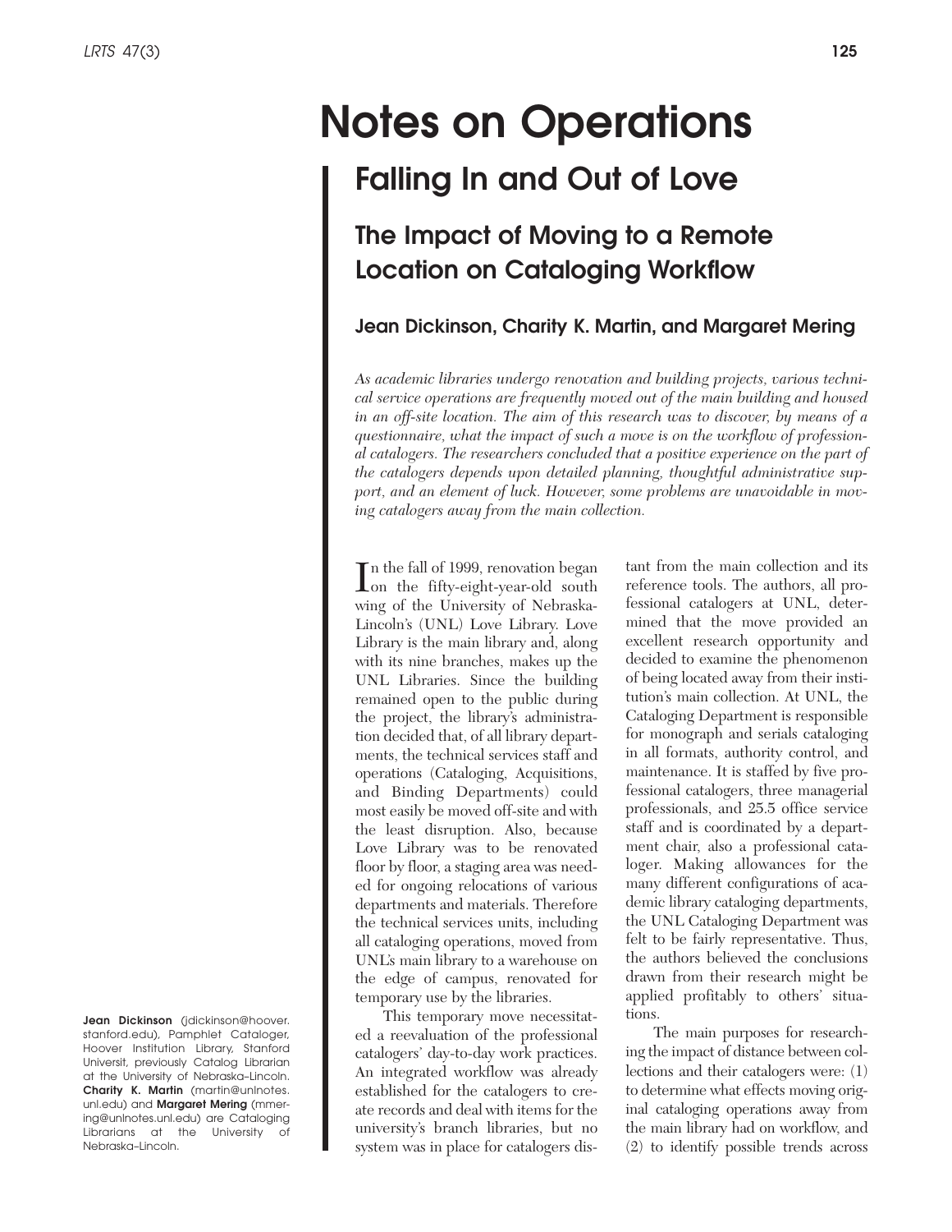# Notes on Operations

## Falling In and Out of Love

### The Impact of Moving to a Remote Location on Cataloging Workflow

**Jean Dickinson, Charity K. Martin, and Margaret Mering**

*As academic libraries undergo renovation and building projects, various technical service operations are frequently moved out of the main building and housed in an off-site location. The aim of this research was to discover, by means of a questionnaire, what the impact of such a move is on the workflow of professional catalogers. The researchers concluded that a positive experience on the part of the catalogers depends upon detailed planning, thoughtful administrative support, and an element of luck. However, some problems are unavoidable in moving catalogers away from the main collection.*

In the fall of 1999, renovation began on the fifty-eight-year-old south wing of the University of Nebraska-Lincoln's (UNL) Love Library. Love Library is the main library and, along with its nine branches, makes up the UNL Libraries. Since the building remained open to the public during the project, the library's administration decided that, of all library departments, the technical services staff and operations (Cataloging, Acquisitions, and Binding Departments) could most easily be moved off-site and with the least disruption. Also, because Love Library was to be renovated floor by floor, a staging area was needed for ongoing relocations of various departments and materials. Therefore the technical services units, including all cataloging operations, moved from UNL's main library to a warehouse on the edge of campus, renovated for temporary use by the libraries.

This temporary move necessitated a reevaluation of the professional catalogers' day-to-day work practices. An integrated workflow was already established for the catalogers to create records and deal with items for the university's branch libraries, but no system was in place for catalogers distant from the main collection and its reference tools. The authors, all professional catalogers at UNL, determined that the move provided an excellent research opportunity and decided to examine the phenomenon of being located away from their institution's main collection. At UNL, the Cataloging Department is responsible for monograph and serials cataloging in all formats, authority control, and maintenance. It is staffed by five professional catalogers, three managerial professionals, and 25.5 office service staff and is coordinated by a department chair, also a professional cataloger. Making allowances for the many different configurations of academic library cataloging departments, the UNL Cataloging Department was felt to be fairly representative. Thus, the authors believed the conclusions drawn from their research might be applied profitably to others' situations.

The main purposes for researching the impact of distance between collections and their catalogers were: (1) to determine what effects moving original cataloging operations away from the main library had on workflow, and (2) to identify possible trends across

**Jean Dickinson** (jdickinson@hoover.stanford.edu), Pamphlet Cataloger, Hoover Institution Library, Stanford Universit, previously Catalog Librarian at the University of Nebraska–Lincoln. **Charity K. Martin** (martin@unlnotes.unl.edu) and **Margaret Mering** (mmering@unlnotes.unl.edu) are Cataloging Librarians at the University of Nebraska–Lincoln.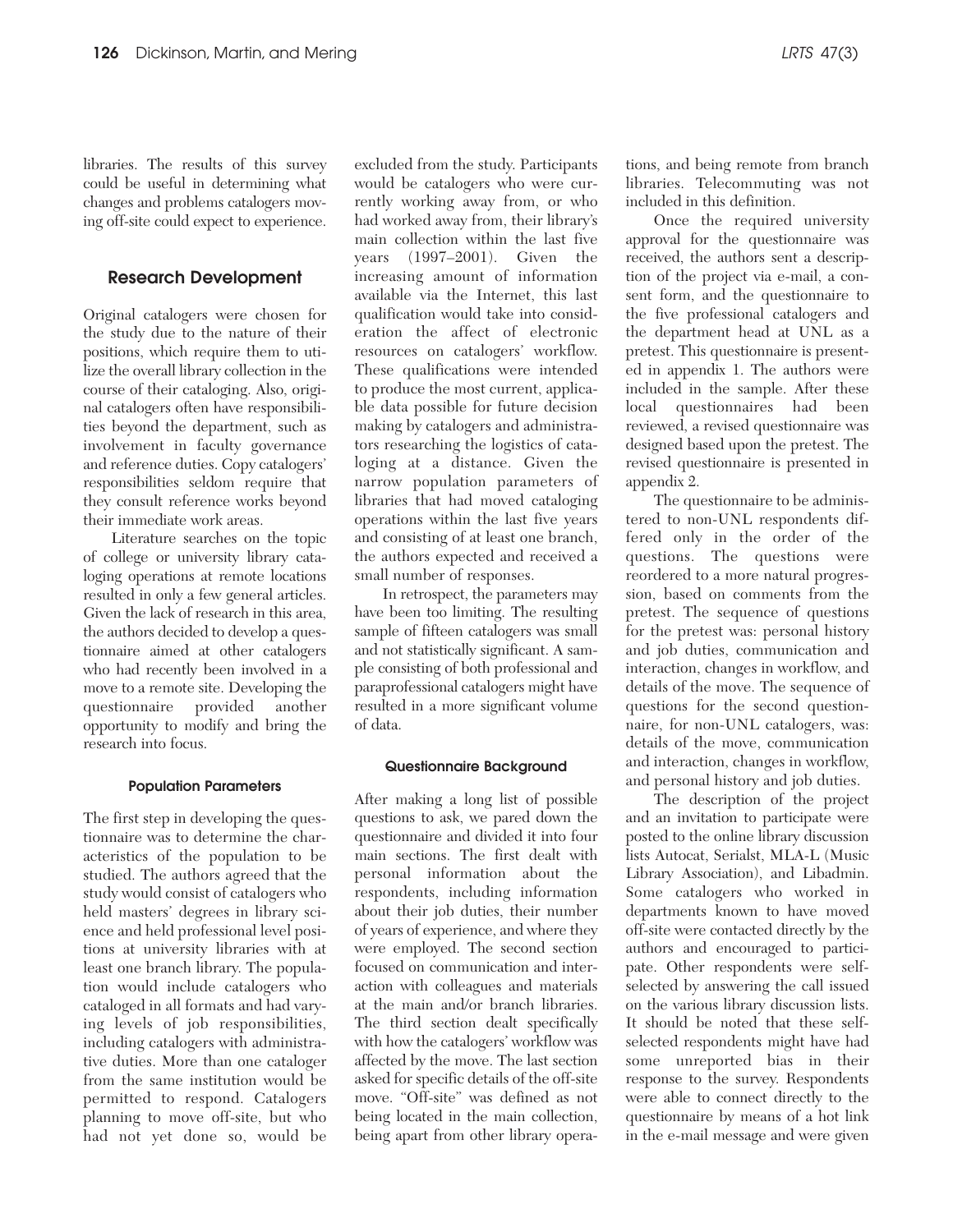libraries. The results of this survey could be useful in determining what changes and problems catalogers moving off-site could expect to experience.

## Research Development

Original catalogers were chosen for the study due to the nature of their positions, which require them to utilize the overall library collection in the course of their cataloging. Also, original catalogers often have responsibilities beyond the department, such as involvement in faculty governance and reference duties. Copy catalogers' responsibilities seldom require that they consult reference works beyond their immediate work areas.

Literature searches on the topic of college or university library cataloging operations at remote locations resulted in only a few general articles. Given the lack of research in this area, the authors decided to develop a questionnaire aimed at other catalogers who had recently been involved in a move to a remote site. Developing the questionnaire provided another opportunity to modify and bring the research into focus.

### Population Parameters

The first step in developing the questionnaire was to determine the characteristics of the population to be studied. The authors agreed that the study would consist of catalogers who held masters' degrees in library science and held professional level positions at university libraries with at least one branch library. The population would include catalogers who cataloged in all formats and had varying levels of job responsibilities, including catalogers with administrative duties. More than one cataloger from the same institution would be permitted to respond. Catalogers planning to move off-site, but who had not yet done so, would be excluded from the study. Participants would be catalogers who were currently working away from, or who had worked away from, their library's main collection within the last five years (1997–2001). Given the increasing amount of information available via the Internet, this last qualification would take into consideration the affect of electronic resources on catalogers' workflow. These qualifications were intended to produce the most current, applicable data possible for future decision making by catalogers and administrators researching the logistics of cataloging at a distance. Given the narrow population parameters of libraries that had moved cataloging operations within the last five years and consisting of at least one branch, the authors expected and received a small number of responses.

In retrospect, the parameters may have been too limiting. The resulting sample of fifteen catalogers was small and not statistically significant. A sample consisting of both professional and paraprofessional catalogers might have resulted in a more significant volume of data.

### Questionnaire Background

After making a long list of possible questions to ask, we pared down the questionnaire and divided it into four main sections. The first dealt with personal information about the respondents, including information about their job duties, their number of years of experience, and where they were employed. The second section focused on communication and interaction with colleagues and materials at the main and/or branch libraries. The third section dealt specifically with how the catalogers' workflow was affected by the move. The last section asked for specific details of the off-site move. "Off-site" was defined as not being located in the main collection, being apart from other library operations, and being remote from branch libraries. Telecommuting was not included in this definition.

Once the required university approval for the questionnaire was received, the authors sent a description of the project via e-mail, a consent form, and the questionnaire to the five professional catalogers and the department head at UNL as a pretest. This questionnaire is presented in appendix 1. The authors were included in the sample. After these local questionnaires had been reviewed, a revised questionnaire was designed based upon the pretest. The revised questionnaire is presented in appendix 2.

The questionnaire to be administered to non-UNL respondents differed only in the order of the questions. The questions were reordered to a more natural progression, based on comments from the pretest. The sequence of questions for the pretest was: personal history and job duties, communication and interaction, changes in workflow, and details of the move. The sequence of questions for the second questionnaire, for non-UNL catalogers, was: details of the move, communication and interaction, changes in workflow, and personal history and job duties.

The description of the project and an invitation to participate were posted to the online library discussion lists Autocat, Serialst, MLA-L (Music Library Association), and Libadmin. Some catalogers who worked in departments known to have moved off-site were contacted directly by the authors and encouraged to participate. Other respondents were self-selected by answering the call issued on the various library discussion lists. It should be noted that these self-selected respondents might have had some unreported bias in their response to the survey. Respondents were able to connect directly to the questionnaire by means of a hot link in the e-mail message and were given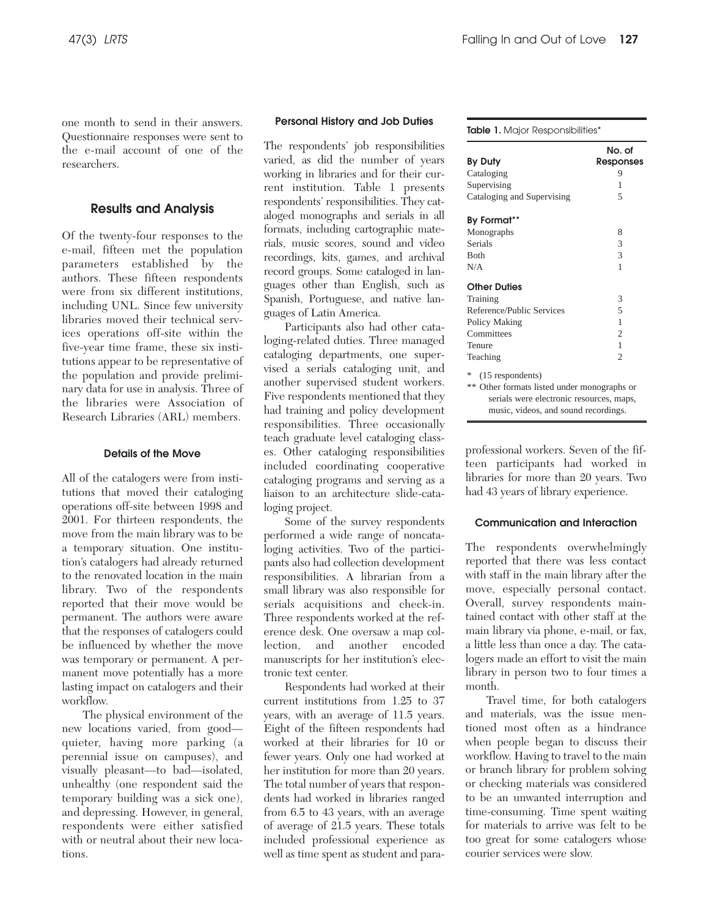one month to send in their answers. Questionnaire responses were sent to the e-mail account of one of the researchers.

## Results and Analysis

Of the twenty-four responses to the e-mail, fifteen met the population parameters established by the authors. These fifteen respondents were from six different institutions, including UNL. Since few university libraries moved their technical services operations off-site within the five-year time frame, these six institutions appear to be representative of the population and provide preliminary data for use in analysis. Three of the libraries were Association of Research Libraries (ARL) members.

### Details of the Move

All of the catalogers were from institutions that moved their cataloging operations off-site between 1998 and 2001. For thirteen respondents, the move from the main library was to be a temporary situation. One institution's catalogers had already returned to the renovated location in the main library. Two of the respondents reported that their move would be permanent. The authors were aware that the responses of catalogers could be influenced by whether the move was temporary or permanent. A permanent move potentially has a more lasting impact on catalogers and their workflow.

The physical environment of the new locations varied, from good—quieter, having more parking (a perennial issue on campuses), and visually pleasant—to bad—isolated, unhealthy (one respondent said the temporary building was a sick one), and depressing. However, in general, respondents were either satisfied with or neutral about their new locations.

### Personal History and Job Duties

The respondents' job responsibilities varied, as did the number of years working in libraries and for their current institution. Table 1 presents respondents' responsibilities. They cataloged monographs and serials in all formats, including cartographic materials, music scores, sound and video recordings, kits, games, and archival record groups. Some cataloged in languages other than English, such as Spanish, Portuguese, and native languages of Latin America.

Participants also had other cataloging-related duties. Three managed cataloging departments, one supervised a serials cataloging unit, and another supervised student workers. Five respondents mentioned that they had training and policy development responsibilities. Three occasionally teach graduate level cataloging classes. Other cataloging responsibilities included coordinating cooperative cataloging programs and serving as a liaison to an architecture slide-cataloging project.

Some of the survey respondents performed a wide range of noncataloging activities. Two of the participants also had collection development responsibilities. A librarian from a small library was also responsible for serials acquisitions and check-in. Three respondents worked at the reference desk. One oversaw a map collection, and another encoded manuscripts for her institution's electronic text center.

Respondents had worked at their current institutions from 1.25 to 37 years, with an average of 11.5 years. Eight of the fifteen respondents had worked at their libraries for 10 or fewer years. Only one had worked at her institution for more than 20 years. The total number of years that respondents had worked in libraries ranged from 6.5 to 43 years, with an average of average of 21.5 years. These totals included professional experience as well as time spent as student and paraprofessional workers. Seven of the fifteen participants had worked in libraries for more than 20 years. Two had 43 years of library experience.

**Table 1.** Major Responsibilities*

| **By Duty** | **No. of Responses** |
|---|---|
| Cataloging | 9 |
| Supervising | 1 |
| Cataloging and Supervising | 5 |
| **By Format**** | |
| Monographs | 8 |
| Serials | 3 |
| Both | 3 |
| N/A | 1 |
| **Other Duties** | |
| Training | 3 |
| Reference/Public Services | 5 |
| Policy Making | 1 |
| Committees | 2 |
| Tenure | 1 |
| Teaching | 2 |

\* (15 respondents)
** Other formats listed under monographs or serials were electronic resources, maps, music, videos, and sound recordings.

### Communication and Interaction

The respondents overwhelmingly reported that there was less contact with staff in the main library after the move, especially personal contact. Overall, survey respondents maintained contact with other staff at the main library via phone, e-mail, or fax, a little less than once a day. The catalogers made an effort to visit the main library in person two to four times a month.

Travel time, for both catalogers and materials, was the issue mentioned most often as a hindrance when people began to discuss their workflow. Having to travel to the main or branch library for problem solving or checking materials was considered to be an unwanted interruption and time-consuming. Time spent waiting for materials to arrive was felt to be too great for some catalogers whose courier services were slow.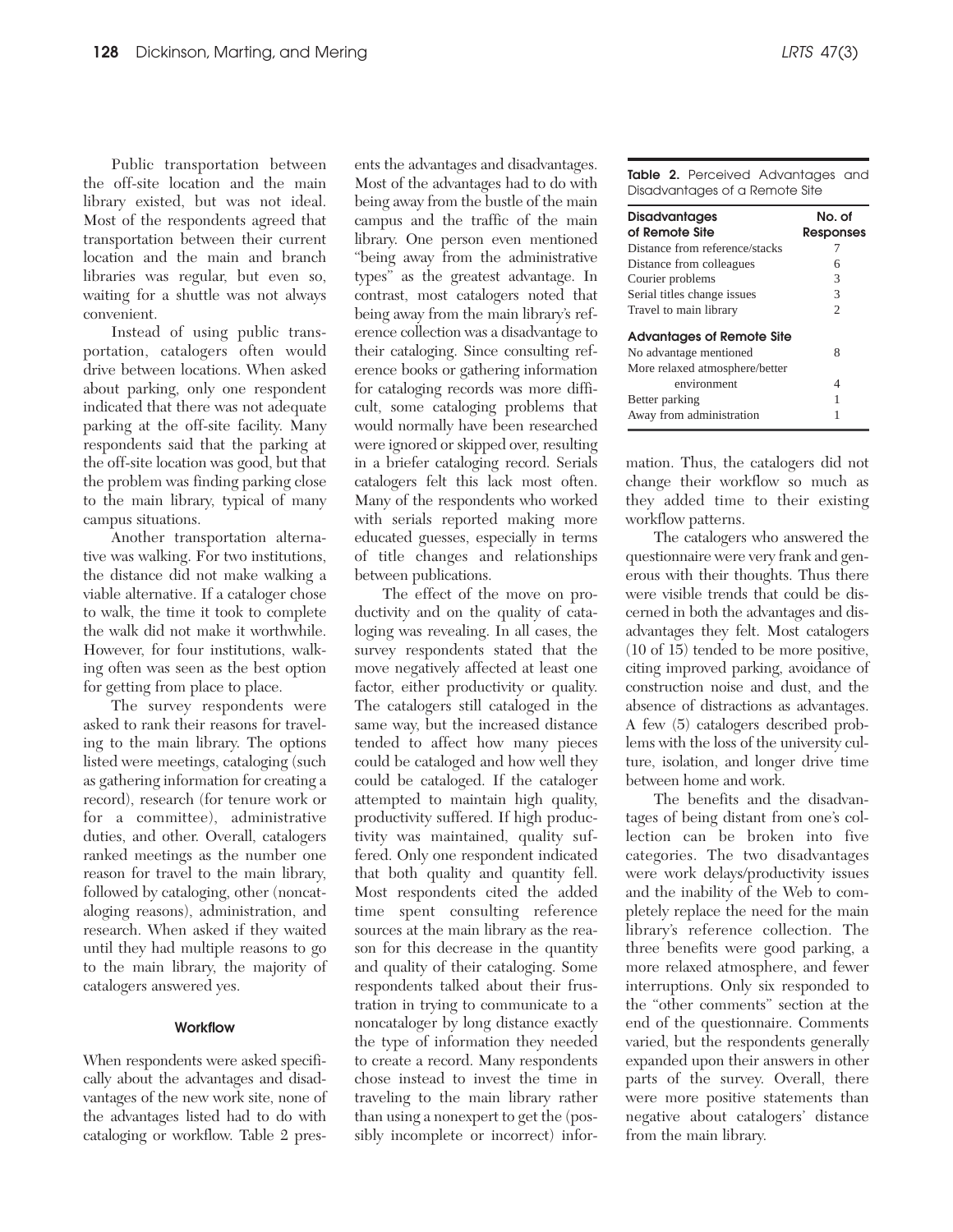Public transportation between the off-site location and the main library existed, but was not ideal. Most of the respondents agreed that transportation between their current location and the main and branch libraries was regular, but even so, waiting for a shuttle was not always convenient.

Instead of using public transportation, catalogers often would drive between locations. When asked about parking, only one respondent indicated that there was not adequate parking at the off-site facility. Many respondents said that the parking at the off-site location was good, but that the problem was finding parking close to the main library, typical of many campus situations.

Another transportation alternative was walking. For two institutions, the distance did not make walking a viable alternative. If a cataloger chose to walk, the time it took to complete the walk did not make it worthwhile. However, for four institutions, walking often was seen as the best option for getting from place to place.

The survey respondents were asked to rank their reasons for traveling to the main library. The options listed were meetings, cataloging (such as gathering information for creating a record), research (for tenure work or for a committee), administrative duties, and other. Overall, catalogers ranked meetings as the number one reason for travel to the main library, followed by cataloging, other (noncataloging reasons), administration, and research. When asked if they waited until they had multiple reasons to go to the main library, the majority of catalogers answered yes.

### Workflow

When respondents were asked specifically about the advantages and disadvantages of the new work site, none of the advantages listed had to do with cataloging or workflow. Table 2 presents the advantages and disadvantages. Most of the advantages had to do with being away from the bustle of the main campus and the traffic of the main library. One person even mentioned "being away from the administrative types" as the greatest advantage. In contrast, most catalogers noted that being away from the main library's reference collection was a disadvantage to their cataloging. Since consulting reference books or gathering information for cataloging records was more difficult, some cataloging problems that would normally have been researched were ignored or skipped over, resulting in a briefer cataloging record. Serials catalogers felt this lack most often. Many of the respondents who worked with serials reported making more educated guesses, especially in terms of title changes and relationships between publications.

The effect of the move on productivity and on the quality of cataloging was revealing. In all cases, the survey respondents stated that the move negatively affected at least one factor, either productivity or quality. The catalogers still cataloged in the same way, but the increased distance tended to affect how many pieces could be cataloged and how well they could be cataloged. If the cataloger attempted to maintain high quality, productivity suffered. If high productivity was maintained, quality suffered. Only one respondent indicated that both quality and quantity fell. Most respondents cited the added time spent consulting reference sources at the main library as the reason for this decrease in the quantity and quality of their cataloging. Some respondents talked about their frustration in trying to communicate to a noncataloger by long distance exactly the type of information they needed to create a record. Many respondents chose instead to invest the time in traveling to the main library rather than using a nonexpert to get the (possibly incomplete or incorrect) information. Thus, the catalogers did not change their workflow so much as they added time to their existing workflow patterns.

**Table 2.** Perceived Advantages and Disadvantages of a Remote Site

| Disadvantages of Remote Site | No. of Responses |
|---|---|
| Distance from reference/stacks | 7 |
| Distance from colleagues | 6 |
| Courier problems | 3 |
| Serial titles change issues | 3 |
| Travel to main library | 2 |
| **Advantages of Remote Site** | |
| No advantage mentioned | 8 |
| More relaxed atmosphere/better environment | 4 |
| Better parking | 1 |
| Away from administration | 1 |

The catalogers who answered the questionnaire were very frank and generous with their thoughts. Thus there were visible trends that could be discerned in both the advantages and disadvantages they felt. Most catalogers (10 of 15) tended to be more positive, citing improved parking, avoidance of construction noise and dust, and the absence of distractions as advantages. A few (5) catalogers described problems with the loss of the university culture, isolation, and longer drive time between home and work.

The benefits and the disadvantages of being distant from one's collection can be broken into five categories. The two disadvantages were work delays/productivity issues and the inability of the Web to completely replace the need for the main library's reference collection. The three benefits were good parking, a more relaxed atmosphere, and fewer interruptions. Only six responded to the "other comments" section at the end of the questionnaire. Comments varied, but the respondents generally expanded upon their answers in other parts of the survey. Overall, there were more positive statements than negative about catalogers' distance from the main library.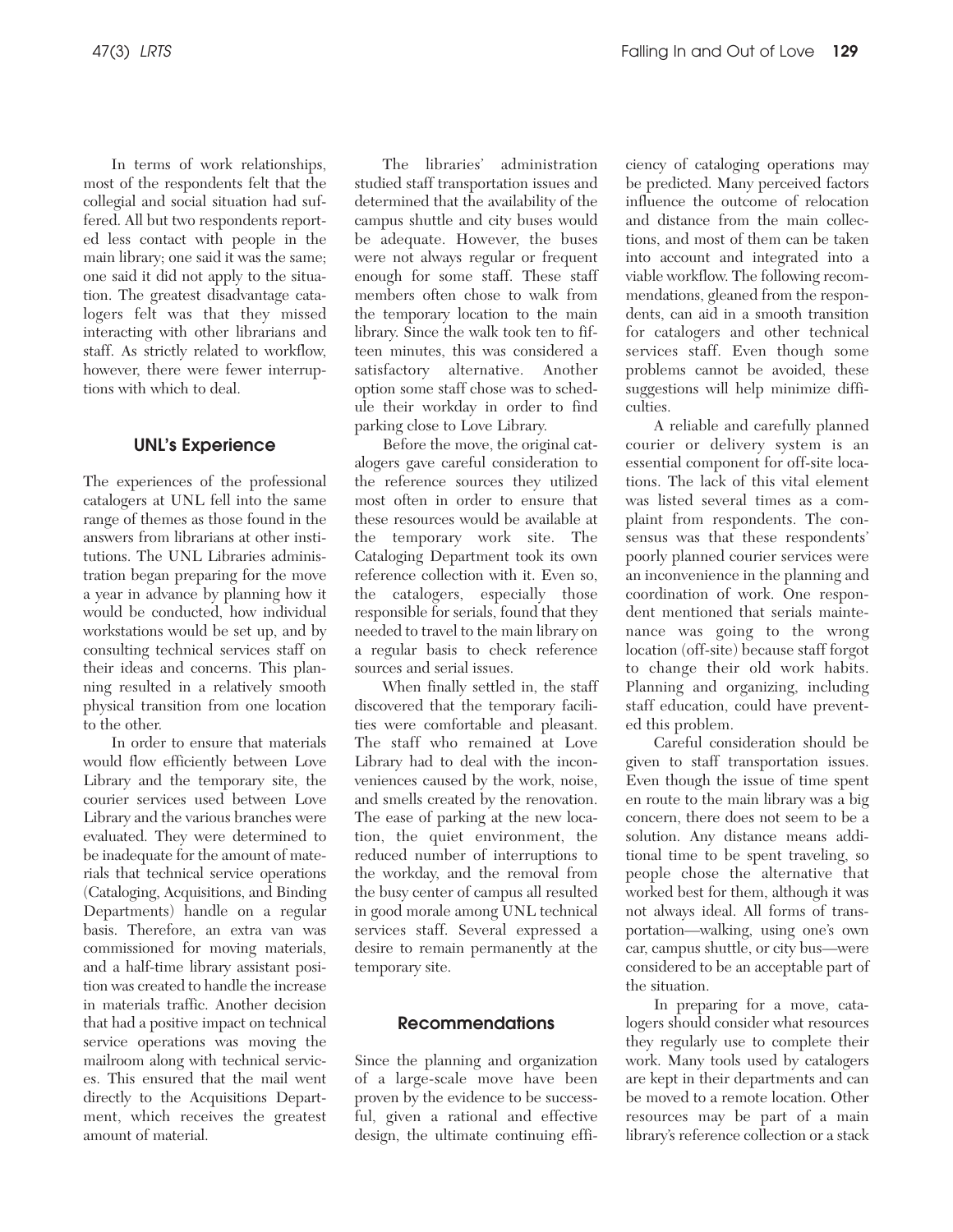In terms of work relationships, most of the respondents felt that the collegial and social situation had suffered. All but two respondents reported less contact with people in the main library; one said it was the same; one said it did not apply to the situation. The greatest disadvantage catalogers felt was that they missed interacting with other librarians and staff. As strictly related to workflow, however, there were fewer interruptions with which to deal.

## UNL's Experience

The experiences of the professional catalogers at UNL fell into the same range of themes as those found in the answers from librarians at other institutions. The UNL Libraries administration began preparing for the move a year in advance by planning how it would be conducted, how individual workstations would be set up, and by consulting technical services staff on their ideas and concerns. This planning resulted in a relatively smooth physical transition from one location to the other.

In order to ensure that materials would flow efficiently between Love Library and the temporary site, the courier services used between Love Library and the various branches were evaluated. They were determined to be inadequate for the amount of materials that technical service operations (Cataloging, Acquisitions, and Binding Departments) handle on a regular basis. Therefore, an extra van was commissioned for moving materials, and a half-time library assistant position was created to handle the increase in materials traffic. Another decision that had a positive impact on technical service operations was moving the mailroom along with technical services. This ensured that the mail went directly to the Acquisitions Department, which receives the greatest amount of material.

The libraries' administration studied staff transportation issues and determined that the availability of the campus shuttle and city buses would be adequate. However, the buses were not always regular or frequent enough for some staff. These staff members often chose to walk from the temporary location to the main library. Since the walk took ten to fifteen minutes, this was considered a satisfactory alternative. Another option some staff chose was to schedule their workday in order to find parking close to Love Library.

Before the move, the original catalogers gave careful consideration to the reference sources they utilized most often in order to ensure that these resources would be available at the temporary work site. The Cataloging Department took its own reference collection with it. Even so, the catalogers, especially those responsible for serials, found that they needed to travel to the main library on a regular basis to check reference sources and serial issues.

When finally settled in, the staff discovered that the temporary facilities were comfortable and pleasant. The staff who remained at Love Library had to deal with the inconveniences caused by the work, noise, and smells created by the renovation. The ease of parking at the new location, the quiet environment, the reduced number of interruptions to the workday, and the removal from the busy center of campus all resulted in good morale among UNL technical services staff. Several expressed a desire to remain permanently at the temporary site.

## Recommendations

Since the planning and organization of a large-scale move have been proven by the evidence to be successful, given a rational and effective design, the ultimate continuing efficiency of cataloging operations may be predicted. Many perceived factors influence the outcome of relocation and distance from the main collections, and most of them can be taken into account and integrated into a viable workflow. The following recommendations, gleaned from the respondents, can aid in a smooth transition for catalogers and other technical services staff. Even though some problems cannot be avoided, these suggestions will help minimize difficulties.

A reliable and carefully planned courier or delivery system is an essential component for off-site locations. The lack of this vital element was listed several times as a complaint from respondents. The consensus was that these respondents' poorly planned courier services were an inconvenience in the planning and coordination of work. One respondent mentioned that serials maintenance was going to the wrong location (off-site) because staff forgot to change their old work habits. Planning and organizing, including staff education, could have prevented this problem.

Careful consideration should be given to staff transportation issues. Even though the issue of time spent en route to the main library was a big concern, there does not seem to be a solution. Any distance means additional time to be spent traveling, so people chose the alternative that worked best for them, although it was not always ideal. All forms of transportation—walking, using one's own car, campus shuttle, or city bus—were considered to be an acceptable part of the situation.

In preparing for a move, catalogers should consider what resources they regularly use to complete their work. Many tools used by catalogers are kept in their departments and can be moved to a remote location. Other resources may be part of a main library's reference collection or a stack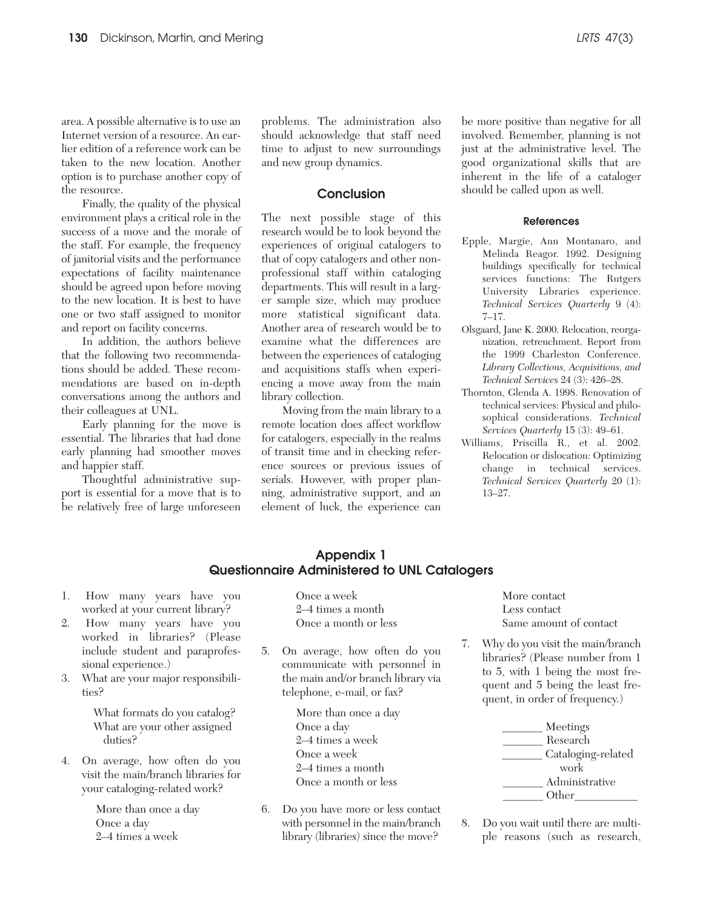area. A possible alternative is to use an Internet version of a resource. An earlier edition of a reference work can be taken to the new location. Another option is to purchase another copy of the resource.

Finally, the quality of the physical environment plays a critical role in the success of a move and the morale of the staff. For example, the frequency of janitorial visits and the performance expectations of facility maintenance should be agreed upon before moving to the new location. It is best to have one or two staff assigned to monitor and report on facility concerns.

In addition, the authors believe that the following two recommendations should be added. These recommendations are based on in-depth conversations among the authors and their colleagues at UNL.

Early planning for the move is essential. The libraries that had done early planning had smoother moves and happier staff.

Thoughtful administrative support is essential for a move that is to be relatively free of large unforeseen problems. The administration also should acknowledge that staff need time to adjust to new surroundings and new group dynamics.

## Conclusion

The next possible stage of this research would be to look beyond the experiences of original catalogers to that of copy catalogers and other nonprofessional staff within cataloging departments. This will result in a larger sample size, which may produce more statistical significant data. Another area of research would be to examine what the differences are between the experiences of cataloging and acquisitions staffs when experiencing a move away from the main library collection.

Moving from the main library to a remote location does affect workflow for catalogers, especially in the realms of transit time and in checking reference sources or previous issues of serials. However, with proper planning, administrative support, and an element of luck, the experience can be more positive than negative for all involved. Remember, planning is not just at the administrative level. The good organizational skills that are inherent in the life of a cataloger should be called upon as well.

### References

Epple, Margie, Ann Montanaro, and Melinda Reagor. 1992. Designing buildings specifically for technical services functions: The Rutgers University Libraries experience. *Technical Services Quarterly* 9 (4): 7–17.

Olsgaard, Jane K. 2000. Relocation, reorganization, retrenchment. Report from the 1999 Charleston Conference. *Library Collections, Acquisitions, and Technical Services* 24 (3): 426–28.

Thornton, Glenda A. 1998. Renovation of technical services: Physical and philosophical considerations. *Technical Services Quarterly* 15 (3): 49–61.

Williams, Priscilla R., et al. 2002. Relocation or dislocation: Optimizing change in technical services. *Technical Services Quarterly* 20 (1): 13–27.

## Appendix 1
## Questionnaire Administered to UNL Catalogers

1. How many years have you worked at your current library?
2. How many years have you worked in libraries? (Please include student and paraprofessional experience.)
3. What are your major responsibilities?

   What formats do you catalog?
   What are your other assigned duties?

4. On average, how often do you visit the main/branch libraries for your cataloging-related work?

   More than once a day
   Once a day
   2–4 times a week
   Once a week
   2–4 times a month
   Once a month or less

5. On average, how often do you communicate with personnel in the main and/or branch library via telephone, e-mail, or fax?

   More than once a day
   Once a day
   2–4 times a week
   Once a week
   2–4 times a month
   Once a month or less

6. Do you have more or less contact with personnel in the main/branch library (libraries) since the move?

   More contact
   Less contact
   Same amount of contact

7. Why do you visit the main/branch libraries? (Please number from 1 to 5, with 1 being the most frequent and 5 being the least frequent, in order of frequency.)

   _______ Meetings
   _______ Research
   _______ Cataloging-related work
   _______ Administrative
   _______ Other___________

8. Do you wait until there are multiple reasons (such as research,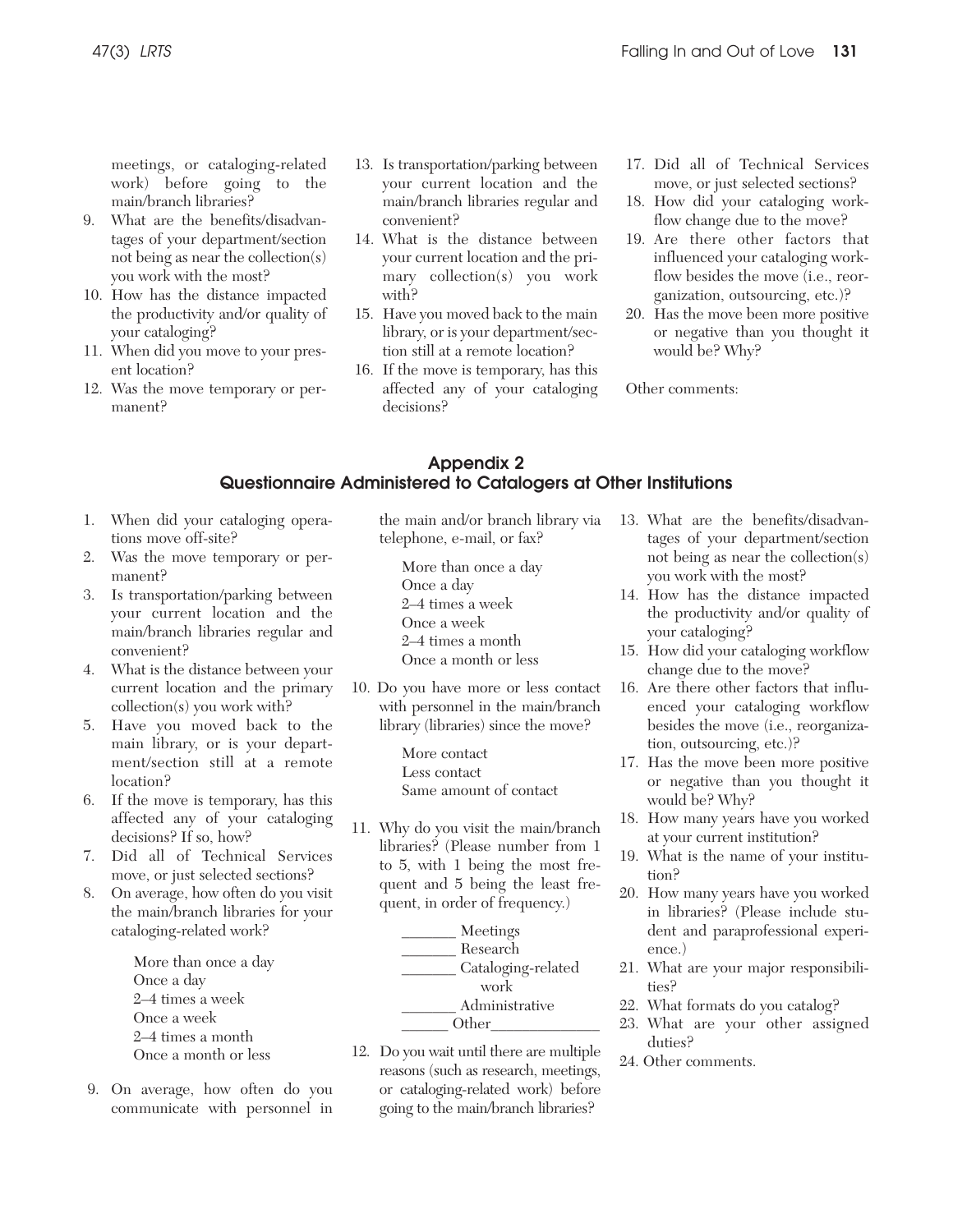meetings, or cataloging-related work) before going to the main/branch libraries?

9. What are the benefits/disadvantages of your department/section not being as near the collection(s) you work with the most?
10. How has the distance impacted the productivity and/or quality of your cataloging?
11. When did you move to your present location?
12. Was the move temporary or permanent?
13. Is transportation/parking between your current location and the main/branch libraries regular and convenient?
14. What is the distance between your current location and the primary collection(s) you work with?
15. Have you moved back to the main library, or is your department/section still at a remote location?
16. If the move is temporary, has this affected any of your cataloging decisions?
17. Did all of Technical Services move, or just selected sections?
18. How did your cataloging workflow change due to the move?
19. Are there other factors that influenced your cataloging workflow besides the move (i.e., reorganization, outsourcing, etc.)?
20. Has the move been more positive or negative than you thought it would be? Why?

Other comments:

## Appendix 2
## Questionnaire Administered to Catalogers at Other Institutions

1. When did your cataloging operations move off-site?
2. Was the move temporary or permanent?
3. Is transportation/parking between your current location and the main/branch libraries regular and convenient?
4. What is the distance between your current location and the primary collection(s) you work with?
5. Have you moved back to the main library, or is your department/section still at a remote location?
6. If the move is temporary, has this affected any of your cataloging decisions? If so, how?
7. Did all of Technical Services move, or just selected sections?
8. On average, how often do you visit the main/branch libraries for your cataloging-related work?

    More than once a day  
    Once a day  
    2–4 times a week  
    Once a week  
    2–4 times a month  
    Once a month or less

9. On average, how often do you communicate with personnel in the main and/or branch library via telephone, e-mail, or fax?

    More than once a day  
    Once a day  
    2–4 times a week  
    Once a week  
    2–4 times a month  
    Once a month or less

10. Do you have more or less contact with personnel in the main/branch library (libraries) since the move?

    More contact  
    Less contact  
    Same amount of contact

11. Why do you visit the main/branch libraries? (Please number from 1 to 5, with 1 being the most frequent and 5 being the least frequent, in order of frequency.)

    _______ Meetings  
    _______ Research  
    _______ Cataloging-related work  
    _______ Administrative  
    ______ Other______________

12. Do you wait until there are multiple reasons (such as research, meetings, or cataloging-related work) before going to the main/branch libraries?
13. What are the benefits/disadvantages of your department/section not being as near the collection(s) you work with the most?
14. How has the distance impacted the productivity and/or quality of your cataloging?
15. How did your cataloging workflow change due to the move?
16. Are there other factors that influenced your cataloging workflow besides the move (i.e., reorganization, outsourcing, etc.)?
17. Has the move been more positive or negative than you thought it would be? Why?
18. How many years have you worked at your current institution?
19. What is the name of your institution?
20. How many years have you worked in libraries? (Please include student and paraprofessional experience.)
21. What are your major responsibilities?
22. What formats do you catalog?
23. What are your other assigned duties?
24. Other comments.